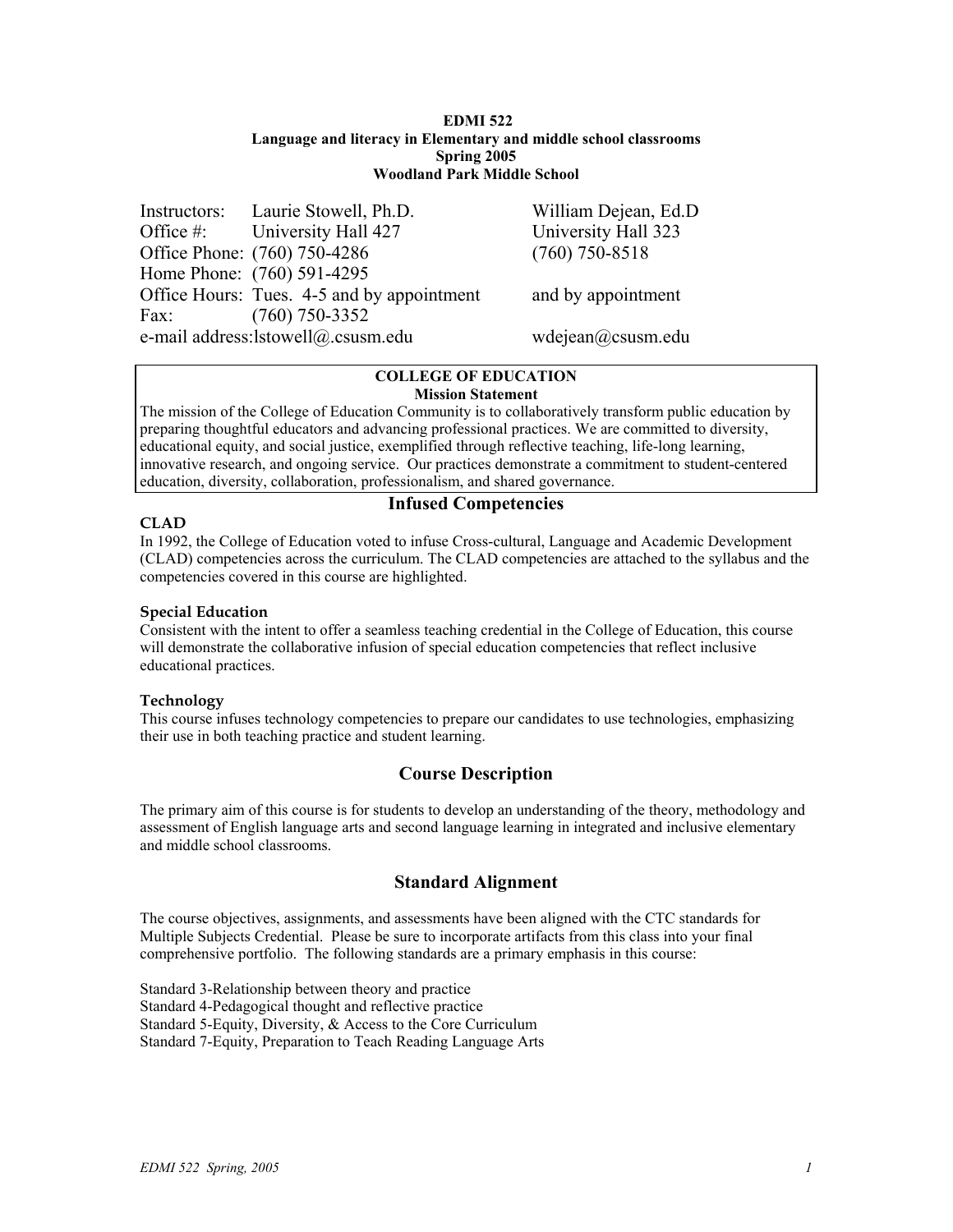**EDMI 522**
**Language and literacy in Elementary and middle school classrooms**
**Spring 2005**
**Woodland Park Middle School**

| | | |
|---|---|---|
| Instructors: | Laurie Stowell, Ph.D. | William Dejean, Ed.D |
| Office #: | University Hall 427 | University Hall 323 |
| Office Phone: | (760) 750-4286 | (760) 750-8518 |
| Home Phone: | (760) 591-4295 | |
| Office Hours: | Tues. 4-5 and by appointment | and by appointment |
| Fax: | (760) 750-3352 | |
| e-mail address: | lstowell@.csusm.edu | wdejean@csusm.edu |

**COLLEGE OF EDUCATION**
**Mission Statement**

The mission of the College of Education Community is to collaboratively transform public education by preparing thoughtful educators and advancing professional practices. We are committed to diversity, educational equity, and social justice, exemplified through reflective teaching, life-long learning, innovative research, and ongoing service. Our practices demonstrate a commitment to student-centered education, diversity, collaboration, professionalism, and shared governance.

## Infused Competencies

**CLAD**

In 1992, the College of Education voted to infuse Cross-cultural, Language and Academic Development (CLAD) competencies across the curriculum. The CLAD competencies are attached to the syllabus and the competencies covered in this course are highlighted.

**Special Education**

Consistent with the intent to offer a seamless teaching credential in the College of Education, this course will demonstrate the collaborative infusion of special education competencies that reflect inclusive educational practices.

**Technology**

This course infuses technology competencies to prepare our candidates to use technologies, emphasizing their use in both teaching practice and student learning.

## Course Description

The primary aim of this course is for students to develop an understanding of the theory, methodology and assessment of English language arts and second language learning in integrated and inclusive elementary and middle school classrooms.

## Standard Alignment

The course objectives, assignments, and assessments have been aligned with the CTC standards for Multiple Subjects Credential. Please be sure to incorporate artifacts from this class into your final comprehensive portfolio. The following standards are a primary emphasis in this course:

Standard 3-Relationship between theory and practice
Standard 4-Pedagogical thought and reflective practice
Standard 5-Equity, Diversity, & Access to the Core Curriculum
Standard 7-Equity, Preparation to Teach Reading Language Arts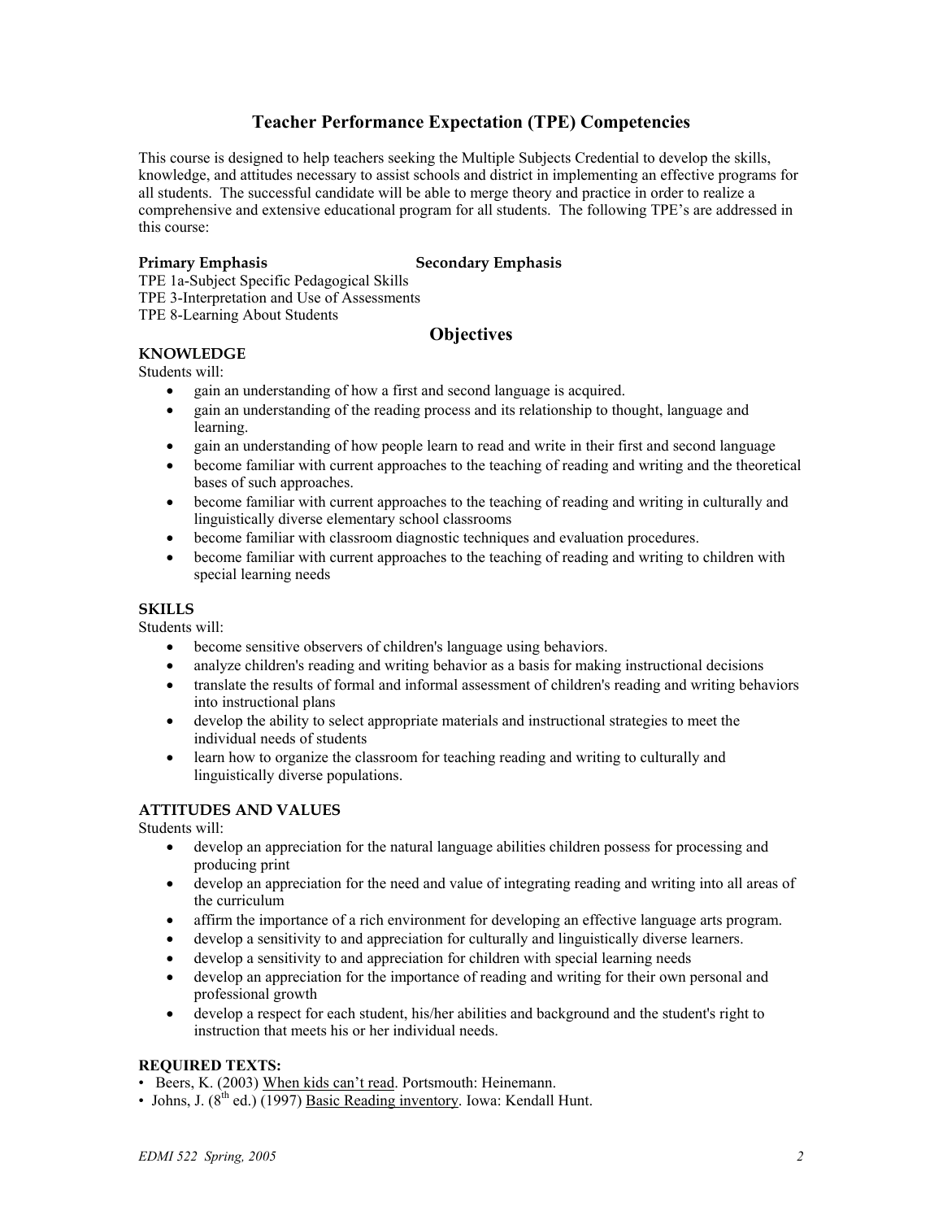## Teacher Performance Expectation (TPE) Competencies

This course is designed to help teachers seeking the Multiple Subjects Credential to develop the skills, knowledge, and attitudes necessary to assist schools and district in implementing an effective programs for all students. The successful candidate will be able to merge theory and practice in order to realize a comprehensive and extensive educational program for all students. The following TPE's are addressed in this course:

**Primary Emphasis** **Secondary Emphasis**

TPE 1a-Subject Specific Pedagogical Skills
TPE 3-Interpretation and Use of Assessments
TPE 8-Learning About Students

## Objectives

### KNOWLEDGE

Students will:

- gain an understanding of how a first and second language is acquired.
- gain an understanding of the reading process and its relationship to thought, language and learning.
- gain an understanding of how people learn to read and write in their first and second language
- become familiar with current approaches to the teaching of reading and writing and the theoretical bases of such approaches.
- become familiar with current approaches to the teaching of reading and writing in culturally and linguistically diverse elementary school classrooms
- become familiar with classroom diagnostic techniques and evaluation procedures.
- become familiar with current approaches to the teaching of reading and writing to children with special learning needs

### SKILLS

Students will:

- become sensitive observers of children's language using behaviors.
- analyze children's reading and writing behavior as a basis for making instructional decisions
- translate the results of formal and informal assessment of children's reading and writing behaviors into instructional plans
- develop the ability to select appropriate materials and instructional strategies to meet the individual needs of students
- learn how to organize the classroom for teaching reading and writing to culturally and linguistically diverse populations.

### ATTITUDES AND VALUES

Students will:

- develop an appreciation for the natural language abilities children possess for processing and producing print
- develop an appreciation for the need and value of integrating reading and writing into all areas of the curriculum
- affirm the importance of a rich environment for developing an effective language arts program.
- develop a sensitivity to and appreciation for culturally and linguistically diverse learners.
- develop a sensitivity to and appreciation for children with special learning needs
- develop an appreciation for the importance of reading and writing for their own personal and professional growth
- develop a respect for each student, his/her abilities and background and the student's right to instruction that meets his or her individual needs.

### REQUIRED TEXTS:

- Beers, K. (2003) When kids can't read. Portsmouth: Heinemann.
- Johns, J. (8th ed.) (1997) Basic Reading inventory. Iowa: Kendall Hunt.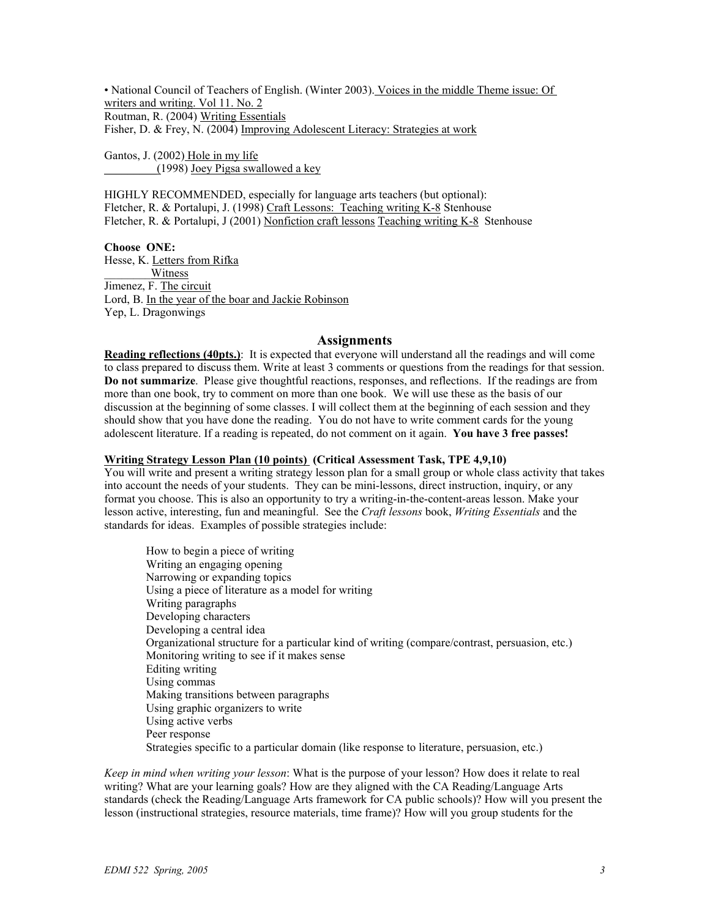• National Council of Teachers of English. (Winter 2003). Voices in the middle Theme issue: Of writers and writing. Vol 11. No. 2
Routman, R. (2004) Writing Essentials
Fisher, D. & Frey, N. (2004) Improving Adolescent Literacy: Strategies at work

Gantos, J. (2002) Hole in my life
_________(1998) Joey Pigsa swallowed a key

HIGHLY RECOMMENDED, especially for language arts teachers (but optional):
Fletcher, R. & Portalupi, J. (1998) Craft Lessons: Teaching writing K-8 Stenhouse
Fletcher, R. & Portalupi, J (2001) Nonfiction craft lessons Teaching writing K-8 Stenhouse

**Choose ONE:**
Hesse, K. Letters from Rifka
________ Witness
Jimenez, F. The circuit
Lord, B. In the year of the boar and Jackie Robinson
Yep, L. Dragonwings

## Assignments

**Reading reflections (40pts.)**: It is expected that everyone will understand all the readings and will come to class prepared to discuss them. Write at least 3 comments or questions from the readings for that session. **Do not summarize**. Please give thoughtful reactions, responses, and reflections. If the readings are from more than one book, try to comment on more than one book. We will use these as the basis of our discussion at the beginning of some classes. I will collect them at the beginning of each session and they should show that you have done the reading. You do not have to write comment cards for the young adolescent literature. If a reading is repeated, do not comment on it again. **You have 3 free passes!**

**Writing Strategy Lesson Plan (10 points) (Critical Assessment Task, TPE 4,9,10)**
You will write and present a writing strategy lesson plan for a small group or whole class activity that takes into account the needs of your students. They can be mini-lessons, direct instruction, inquiry, or any format you choose. This is also an opportunity to try a writing-in-the-content-areas lesson. Make your lesson active, interesting, fun and meaningful. See the *Craft lessons* book, *Writing Essentials* and the standards for ideas. Examples of possible strategies include:

- How to begin a piece of writing
- Writing an engaging opening
- Narrowing or expanding topics
- Using a piece of literature as a model for writing
- Writing paragraphs
- Developing characters
- Developing a central idea
- Organizational structure for a particular kind of writing (compare/contrast, persuasion, etc.)
- Monitoring writing to see if it makes sense
- Editing writing
- Using commas
- Making transitions between paragraphs
- Using graphic organizers to write
- Using active verbs
- Peer response
- Strategies specific to a particular domain (like response to literature, persuasion, etc.)

*Keep in mind when writing your lesson*: What is the purpose of your lesson? How does it relate to real writing? What are your learning goals? How are they aligned with the CA Reading/Language Arts standards (check the Reading/Language Arts framework for CA public schools)? How will you present the lesson (instructional strategies, resource materials, time frame)? How will you group students for the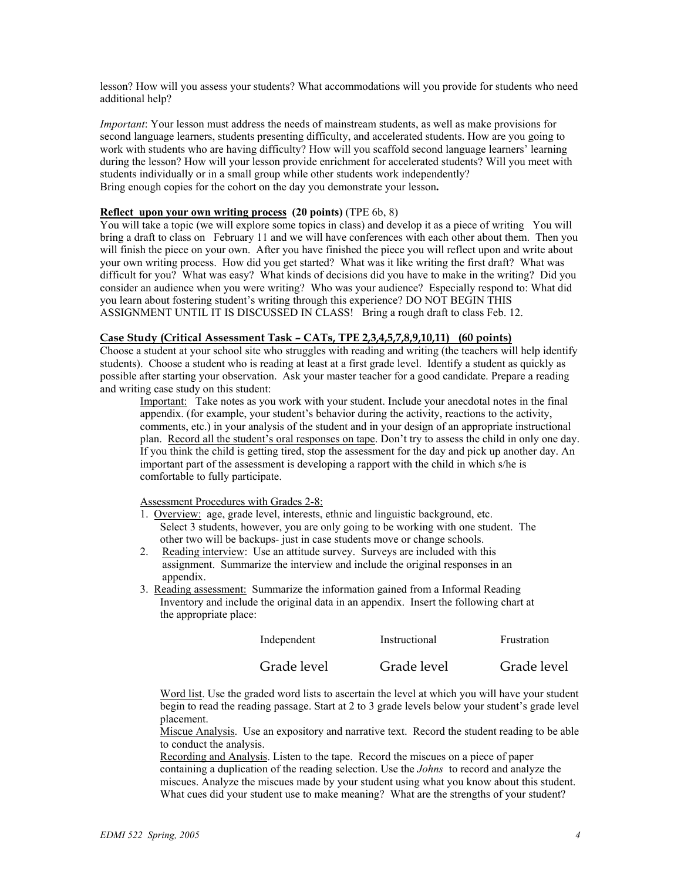lesson? How will you assess your students? What accommodations will you provide for students who need additional help?

*Important*: Your lesson must address the needs of mainstream students, as well as make provisions for second language learners, students presenting difficulty, and accelerated students. How are you going to work with students who are having difficulty? How will you scaffold second language learners' learning during the lesson? How will your lesson provide enrichment for accelerated students? Will you meet with students individually or in a small group while other students work independently?
Bring enough copies for the cohort on the day you demonstrate your lesson**.**

**Reflect upon your own writing process (20 points)** (TPE 6b, 8)
You will take a topic (we will explore some topics in class) and develop it as a piece of writing You will bring a draft to class on February 11 and we will have conferences with each other about them. Then you will finish the piece on your own. After you have finished the piece you will reflect upon and write about your own writing process. How did you get started? What was it like writing the first draft? What was difficult for you? What was easy? What kinds of decisions did you have to make in the writing? Did you consider an audience when you were writing? Who was your audience? Especially respond to: What did you learn about fostering student's writing through this experience? DO NOT BEGIN THIS ASSIGNMENT UNTIL IT IS DISCUSSED IN CLASS! Bring a rough draft to class Feb. 12.

**Case Study (Critical Assessment Task – CATs, TPE 2,3,4,5,7,8,9,10,11) (60 points)**
Choose a student at your school site who struggles with reading and writing (the teachers will help identify students). Choose a student who is reading at least at a first grade level. Identify a student as quickly as possible after starting your observation. Ask your master teacher for a good candidate. Prepare a reading and writing case study on this student:

Important: Take notes as you work with your student. Include your anecdotal notes in the final appendix. (for example, your student's behavior during the activity, reactions to the activity, comments, etc.) in your analysis of the student and in your design of an appropriate instructional plan. Record all the student's oral responses on tape. Don't try to assess the child in only one day. If you think the child is getting tired, stop the assessment for the day and pick up another day. An important part of the assessment is developing a rapport with the child in which s/he is comfortable to fully participate.

Assessment Procedures with Grades 2-8:

1. Overview: age, grade level, interests, ethnic and linguistic background, etc. Select 3 students, however, you are only going to be working with one student. The other two will be backups- just in case students move or change schools.
2. Reading interview: Use an attitude survey. Surveys are included with this assignment. Summarize the interview and include the original responses in an appendix.
3. Reading assessment: Summarize the information gained from a Informal Reading Inventory and include the original data in an appendix. Insert the following chart at the appropriate place:

| Independent | Instructional | Frustration |
|---|---|---|
| Grade level | Grade level | Grade level |

Word list. Use the graded word lists to ascertain the level at which you will have your student begin to read the reading passage. Start at 2 to 3 grade levels below your student's grade level placement.
Miscue Analysis. Use an expository and narrative text. Record the student reading to be able to conduct the analysis.
Recording and Analysis. Listen to the tape. Record the miscues on a piece of paper containing a duplication of the reading selection. Use the *Johns* to record and analyze the miscues. Analyze the miscues made by your student using what you know about this student. What cues did your student use to make meaning? What are the strengths of your student?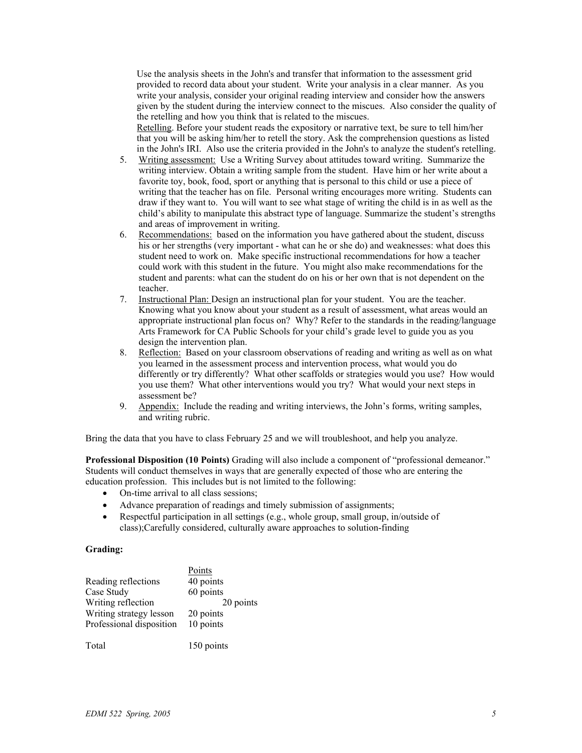Use the analysis sheets in the John's and transfer that information to the assessment grid provided to record data about your student. Write your analysis in a clear manner. As you write your analysis, consider your original reading interview and consider how the answers given by the student during the interview connect to the miscues. Also consider the quality of the retelling and how you think that is related to the miscues.

<u>Retelling</u>. Before your student reads the expository or narrative text, be sure to tell him/her that you will be asking him/her to retell the story. Ask the comprehension questions as listed in the John's IRI. Also use the criteria provided in the John's to analyze the student's retelling.

5. <u>Writing assessment:</u> Use a Writing Survey about attitudes toward writing. Summarize the writing interview. Obtain a writing sample from the student. Have him or her write about a favorite toy, book, food, sport or anything that is personal to this child or use a piece of writing that the teacher has on file. Personal writing encourages more writing. Students can draw if they want to. You will want to see what stage of writing the child is in as well as the child's ability to manipulate this abstract type of language. Summarize the student's strengths and areas of improvement in writing.
6. <u>Recommendations:</u> based on the information you have gathered about the student, discuss his or her strengths (very important - what can he or she do) and weaknesses: what does this student need to work on. Make specific instructional recommendations for how a teacher could work with this student in the future. You might also make recommendations for the student and parents: what can the student do on his or her own that is not dependent on the teacher.
7. <u>Instructional Plan:</u> Design an instructional plan for your student. You are the teacher. Knowing what you know about your student as a result of assessment, what areas would an appropriate instructional plan focus on? Why? Refer to the standards in the reading/language Arts Framework for CA Public Schools for your child's grade level to guide you as you design the intervention plan.
8. <u>Reflection:</u> Based on your classroom observations of reading and writing as well as on what you learned in the assessment process and intervention process, what would you do differently or try differently? What other scaffolds or strategies would you use? How would you use them? What other interventions would you try? What would your next steps in assessment be?
9. <u>Appendix:</u> Include the reading and writing interviews, the John's forms, writing samples, and writing rubric.

Bring the data that you have to class February 25 and we will troubleshoot, and help you analyze.

**Professional Disposition (10 Points)** Grading will also include a component of "professional demeanor." Students will conduct themselves in ways that are generally expected of those who are entering the education profession. This includes but is not limited to the following:

- On-time arrival to all class sessions;
- Advance preparation of readings and timely submission of assignments;
- Respectful participation in all settings (e.g., whole group, small group, in/outside of class);Carefully considered, culturally aware approaches to solution-finding

**Grading:**

| | Points |
|---|---|
| Reading reflections | 40 points |
| Case Study | 60 points |
| Writing reflection | 20 points |
| Writing strategy lesson | 20 points |
| Professional disposition | 10 points |
| Total | 150 points |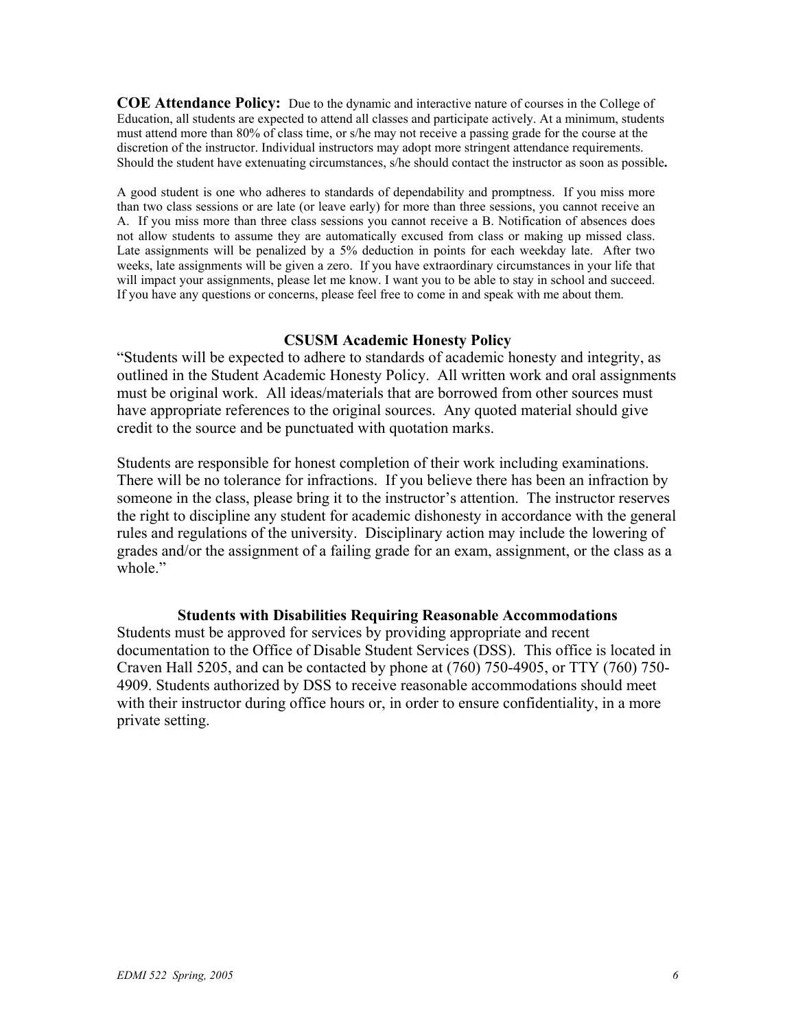**COE Attendance Policy:** Due to the dynamic and interactive nature of courses in the College of Education, all students are expected to attend all classes and participate actively. At a minimum, students must attend more than 80% of class time, or s/he may not receive a passing grade for the course at the discretion of the instructor. Individual instructors may adopt more stringent attendance requirements. Should the student have extenuating circumstances, s/he should contact the instructor as soon as possible**.**

A good student is one who adheres to standards of dependability and promptness. If you miss more than two class sessions or are late (or leave early) for more than three sessions, you cannot receive an A. If you miss more than three class sessions you cannot receive a B. Notification of absences does not allow students to assume they are automatically excused from class or making up missed class. Late assignments will be penalized by a 5% deduction in points for each weekday late. After two weeks, late assignments will be given a zero. If you have extraordinary circumstances in your life that will impact your assignments, please let me know. I want you to be able to stay in school and succeed. If you have any questions or concerns, please feel free to come in and speak with me about them.

### CSUSM Academic Honesty Policy

"Students will be expected to adhere to standards of academic honesty and integrity, as outlined in the Student Academic Honesty Policy. All written work and oral assignments must be original work. All ideas/materials that are borrowed from other sources must have appropriate references to the original sources. Any quoted material should give credit to the source and be punctuated with quotation marks.

Students are responsible for honest completion of their work including examinations. There will be no tolerance for infractions. If you believe there has been an infraction by someone in the class, please bring it to the instructor's attention. The instructor reserves the right to discipline any student for academic dishonesty in accordance with the general rules and regulations of the university. Disciplinary action may include the lowering of grades and/or the assignment of a failing grade for an exam, assignment, or the class as a whole."

### Students with Disabilities Requiring Reasonable Accommodations

Students must be approved for services by providing appropriate and recent documentation to the Office of Disable Student Services (DSS). This office is located in Craven Hall 5205, and can be contacted by phone at (760) 750-4905, or TTY (760) 750-4909. Students authorized by DSS to receive reasonable accommodations should meet with their instructor during office hours or, in order to ensure confidentiality, in a more private setting.